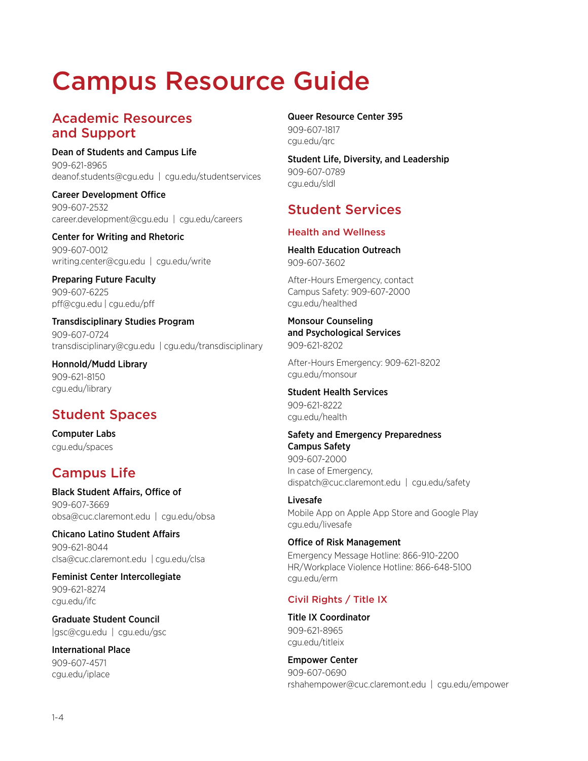# Campus Resource Guide

## Academic Resources and Support

**Dean of Students and Campus Life**
909-621-8965
deanof.students@cgu.edu | cgu.edu/studentservices

**Career Development Office**
909-607-2532
career.development@cgu.edu | cgu.edu/careers

**Center for Writing and Rhetoric**
909-607-0012
writing.center@cgu.edu | cgu.edu/write

**Preparing Future Faculty**
909-607-6225
pff@cgu.edu | cgu.edu/pff

**Transdisciplinary Studies Program**
909-607-0724
transdisciplinary@cgu.edu | cgu.edu/transdisciplinary

**Honnold/Mudd Library**
909-621-8150
cgu.edu/library

## Student Spaces

**Computer Labs**
cgu.edu/spaces

## Campus Life

**Black Student Affairs, Office of**
909-607-3669
obsa@cuc.claremont.edu | cgu.edu/obsa

**Chicano Latino Student Affairs**
909-621-8044
clsa@cuc.claremont.edu | cgu.edu/clsa

**Feminist Center Intercollegiate**
909-621-8274
cgu.edu/ifc

**Graduate Student Council**
|gsc@cgu.edu | cgu.edu/gsc

**International Place**
909-607-4571
cgu.edu/iplace

**Queer Resource Center 395**
909-607-1817
cgu.edu/qrc

**Student Life, Diversity, and Leadership**
909-607-0789
cgu.edu/sldl

## Student Services

### Health and Wellness

**Health Education Outreach**
909-607-3602

After-Hours Emergency, contact
Campus Safety: 909-607-2000
cgu.edu/healthed

**Monsour Counseling and Psychological Services**
909-621-8202

After-Hours Emergency: 909-621-8202
cgu.edu/monsour

**Student Health Services**
909-621-8222
cgu.edu/health

**Safety and Emergency Preparedness**
**Campus Safety**
909-607-2000
In case of Emergency,
dispatch@cuc.claremont.edu | cgu.edu/safety

**Livesafe**
Mobile App on Apple App Store and Google Play
cgu.edu/livesafe

**Office of Risk Management**
Emergency Message Hotline: 866-910-2200
HR/Workplace Violence Hotline: 866-648-5100
cgu.edu/erm

### Civil Rights / Title IX

**Title IX Coordinator**
909-621-8965
cgu.edu/titleix

**Empower Center**
909-607-0690
rshahempower@cuc.claremont.edu | cgu.edu/empower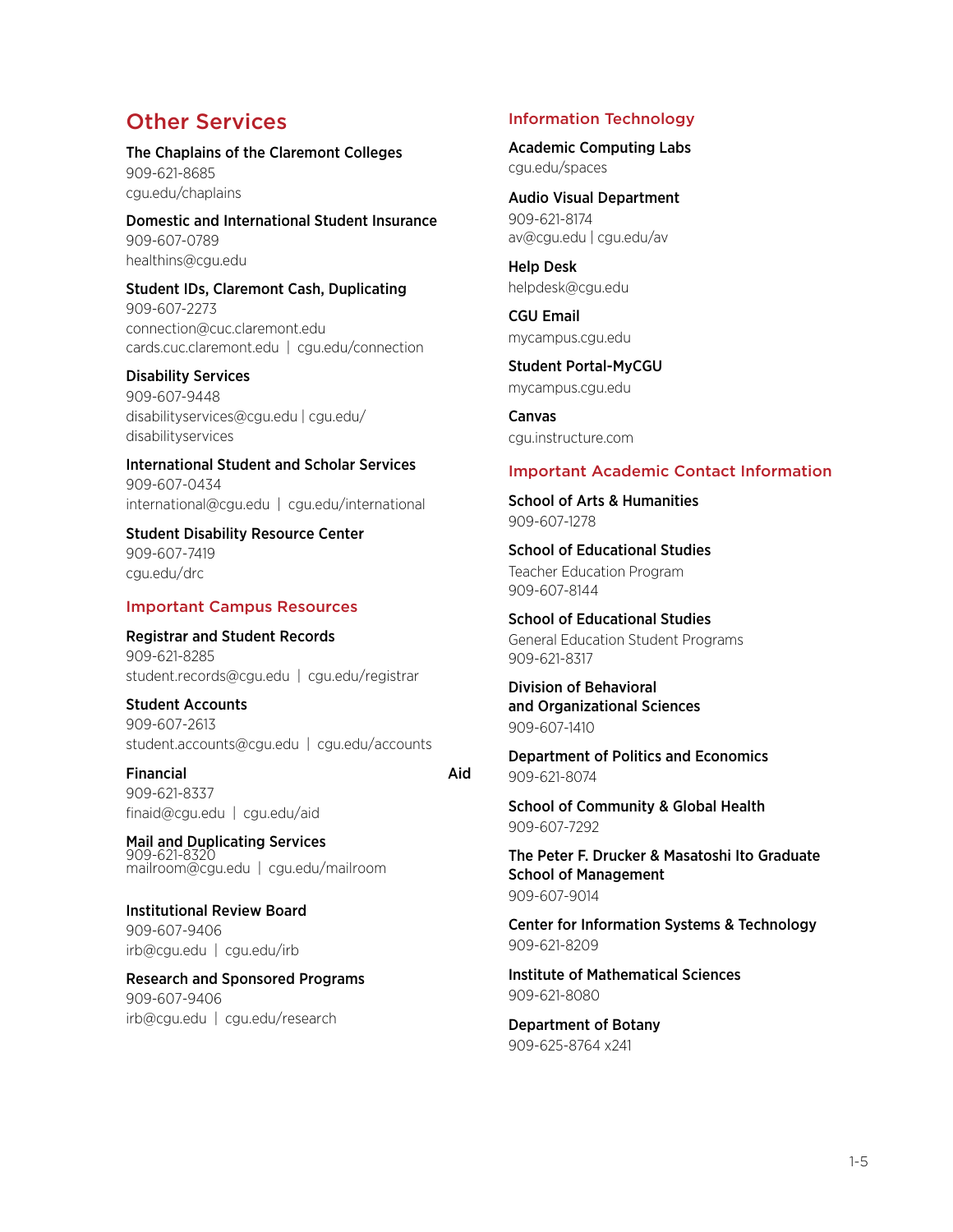## Other Services

**The Chaplains of the Claremont Colleges**
909-621-8685
cgu.edu/chaplains

**Domestic and International Student Insurance**
909-607-0789
healthins@cgu.edu

**Student IDs, Claremont Cash, Duplicating**
909-607-2273
connection@cuc.claremont.edu
cards.cuc.claremont.edu | cgu.edu/connection

**Disability Services**
909-607-9448
disabilityservices@cgu.edu | cgu.edu/disabilityservices

**International Student and Scholar Services**
909-607-0434
international@cgu.edu | cgu.edu/international

**Student Disability Resource Center**
909-607-7419
cgu.edu/drc

### Important Campus Resources

**Registrar and Student Records**
909-621-8285
student.records@cgu.edu | cgu.edu/registrar

**Student Accounts**
909-607-2613
student.accounts@cgu.edu | cgu.edu/accounts

**Financial Aid**
909-621-8337
finaid@cgu.edu | cgu.edu/aid

**Mail and Duplicating Services**
909-621-8320
mailroom@cgu.edu | cgu.edu/mailroom

**Institutional Review Board**
909-607-9406
irb@cgu.edu | cgu.edu/irb

**Research and Sponsored Programs**
909-607-9406
irb@cgu.edu | cgu.edu/research

### Information Technology

**Academic Computing Labs**
cgu.edu/spaces

**Audio Visual Department**
909-621-8174
av@cgu.edu | cgu.edu/av

**Help Desk**
helpdesk@cgu.edu

**CGU Email**
mycampus.cgu.edu

**Student Portal-MyCGU**
mycampus.cgu.edu

**Canvas**
cgu.instructure.com

### Important Academic Contact Information

**School of Arts & Humanities**
909-607-1278

**School of Educational Studies**
Teacher Education Program
909-607-8144

**School of Educational Studies**
General Education Student Programs
909-621-8317

**Division of Behavioral and Organizational Sciences**
909-607-1410

**Department of Politics and Economics**
909-621-8074

**School of Community & Global Health**
909-607-7292

**The Peter F. Drucker & Masatoshi Ito Graduate School of Management**
909-607-9014

**Center for Information Systems & Technology**
909-621-8209

**Institute of Mathematical Sciences**
909-621-8080

**Department of Botany**
909-625-8764 x241